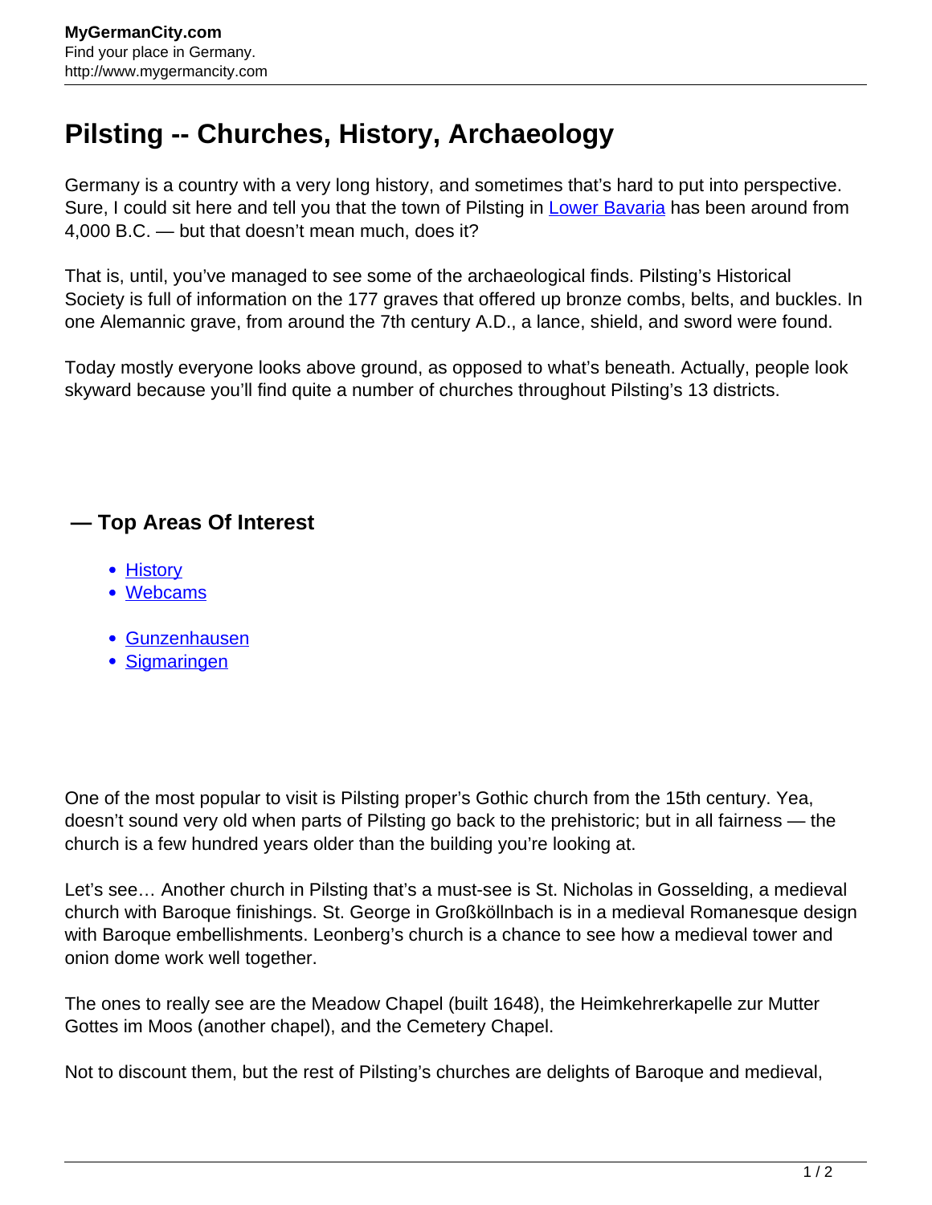# Pilsting -- Churches, History, Archaeology

Germany is a country with a very long history, and sometimes that's hard to put into perspective. Sure, I could sit here and tell you that the town of Pilsting in Lower Bavaria has been around from 4,000 B.C. — but that doesn't mean much, does it?

That is, until, you've managed to see some of the archaeological finds. Pilsting's Historical Society is full of information on the 177 graves that offered up bronze combs, belts, and buckles. In one Alemannic grave, from around the 7th century A.D., a lance, shield, and sword were found.

Today mostly everyone looks above ground, as opposed to what's beneath. Actually, people look skyward because you'll find quite a number of churches throughout Pilsting's 13 districts.

### — Top Areas Of Interest

- History
- Webcams

- Gunzenhausen
- Sigmaringen

One of the most popular to visit is Pilsting proper's Gothic church from the 15th century. Yea, doesn't sound very old when parts of Pilsting go back to the prehistoric; but in all fairness — the church is a few hundred years older than the building you're looking at.

Let's see… Another church in Pilsting that's a must-see is St. Nicholas in Gosselding, a medieval church with Baroque finishings. St. George in Großköllnbach is in a medieval Romanesque design with Baroque embellishments. Leonberg's church is a chance to see how a medieval tower and onion dome work well together.

The ones to really see are the Meadow Chapel (built 1648), the Heimkehrerkapelle zur Mutter Gottes im Moos (another chapel), and the Cemetery Chapel.

Not to discount them, but the rest of Pilsting's churches are delights of Baroque and medieval,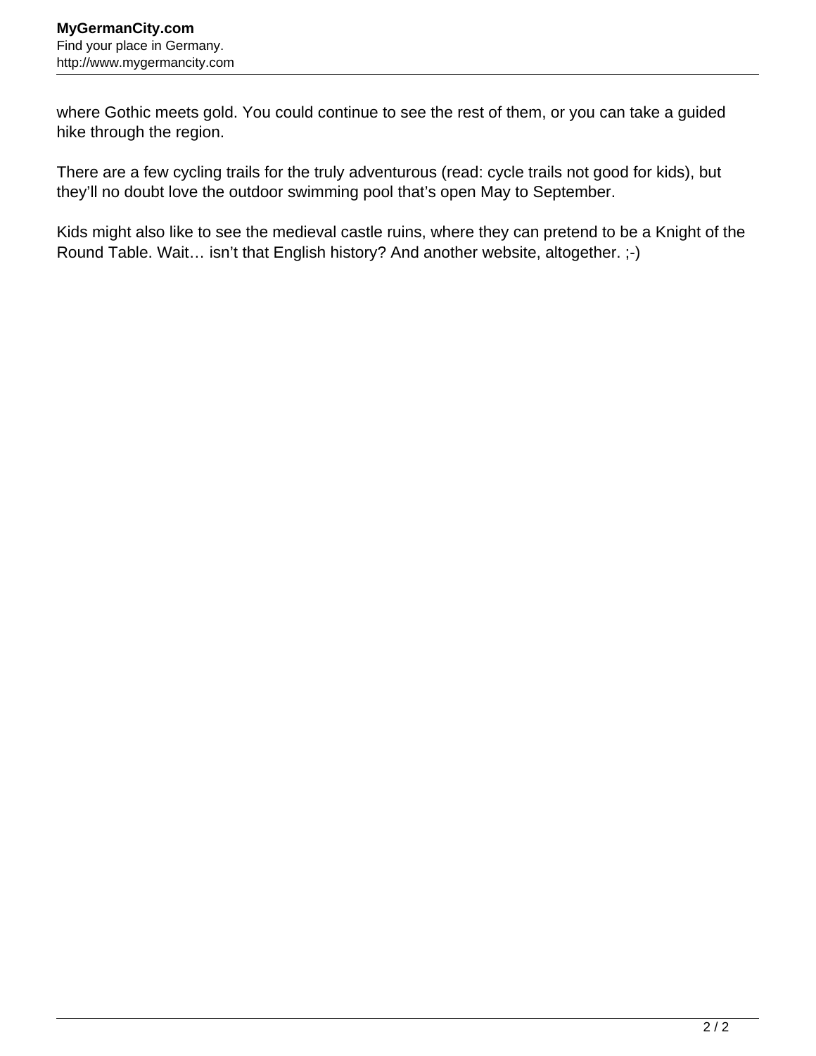where Gothic meets gold. You could continue to see the rest of them, or you can take a guided hike through the region.

There are a few cycling trails for the truly adventurous (read: cycle trails not good for kids), but they'll no doubt love the outdoor swimming pool that's open May to September.

Kids might also like to see the medieval castle ruins, where they can pretend to be a Knight of the Round Table. Wait… isn't that English history? And another website, altogether. ;-)